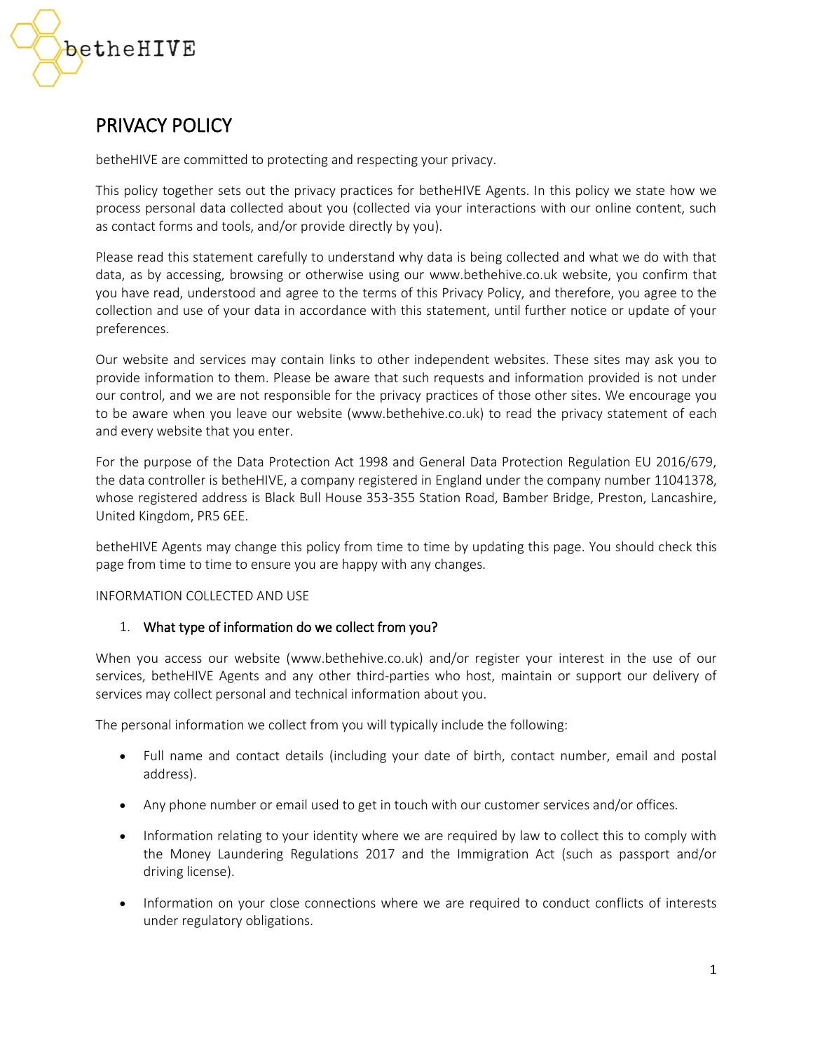betheHIVE

# PRIVACY POLICY

betheHIVE are committed to protecting and respecting your privacy.

This policy together sets out the privacy practices for betheHIVE Agents. In this policy we state how we process personal data collected about you (collected via your interactions with our online content, such as contact forms and tools, and/or provide directly by you).

Please read this statement carefully to understand why data is being collected and what we do with that data, as by accessing, browsing or otherwise using our www.bethehive.co.uk website, you confirm that you have read, understood and agree to the terms of this Privacy Policy, and therefore, you agree to the collection and use of your data in accordance with this statement, until further notice or update of your preferences.

Our website and services may contain links to other independent websites. These sites may ask you to provide information to them. Please be aware that such requests and information provided is not under our control, and we are not responsible for the privacy practices of those other sites. We encourage you to be aware when you leave our website (www.bethehive.co.uk) to read the privacy statement of each and every website that you enter.

For the purpose of the Data Protection Act 1998 and General Data Protection Regulation EU 2016/679, the data controller is betheHIVE, a company registered in England under the company number 11041378, whose registered address is Black Bull House 353-355 Station Road, Bamber Bridge, Preston, Lancashire, United Kingdom, PR5 6EE.

betheHIVE Agents may change this policy from time to time by updating this page. You should check this page from time to time to ensure you are happy with any changes.

INFORMATION COLLECTED AND USE

1. **What type of information do we collect from you?**

When you access our website (www.bethehive.co.uk) and/or register your interest in the use of our services, betheHIVE Agents and any other third-parties who host, maintain or support our delivery of services may collect personal and technical information about you.

The personal information we collect from you will typically include the following:

- Full name and contact details (including your date of birth, contact number, email and postal address).
- Any phone number or email used to get in touch with our customer services and/or offices.
- Information relating to your identity where we are required by law to collect this to comply with the Money Laundering Regulations 2017 and the Immigration Act (such as passport and/or driving license).
- Information on your close connections where we are required to conduct conflicts of interests under regulatory obligations.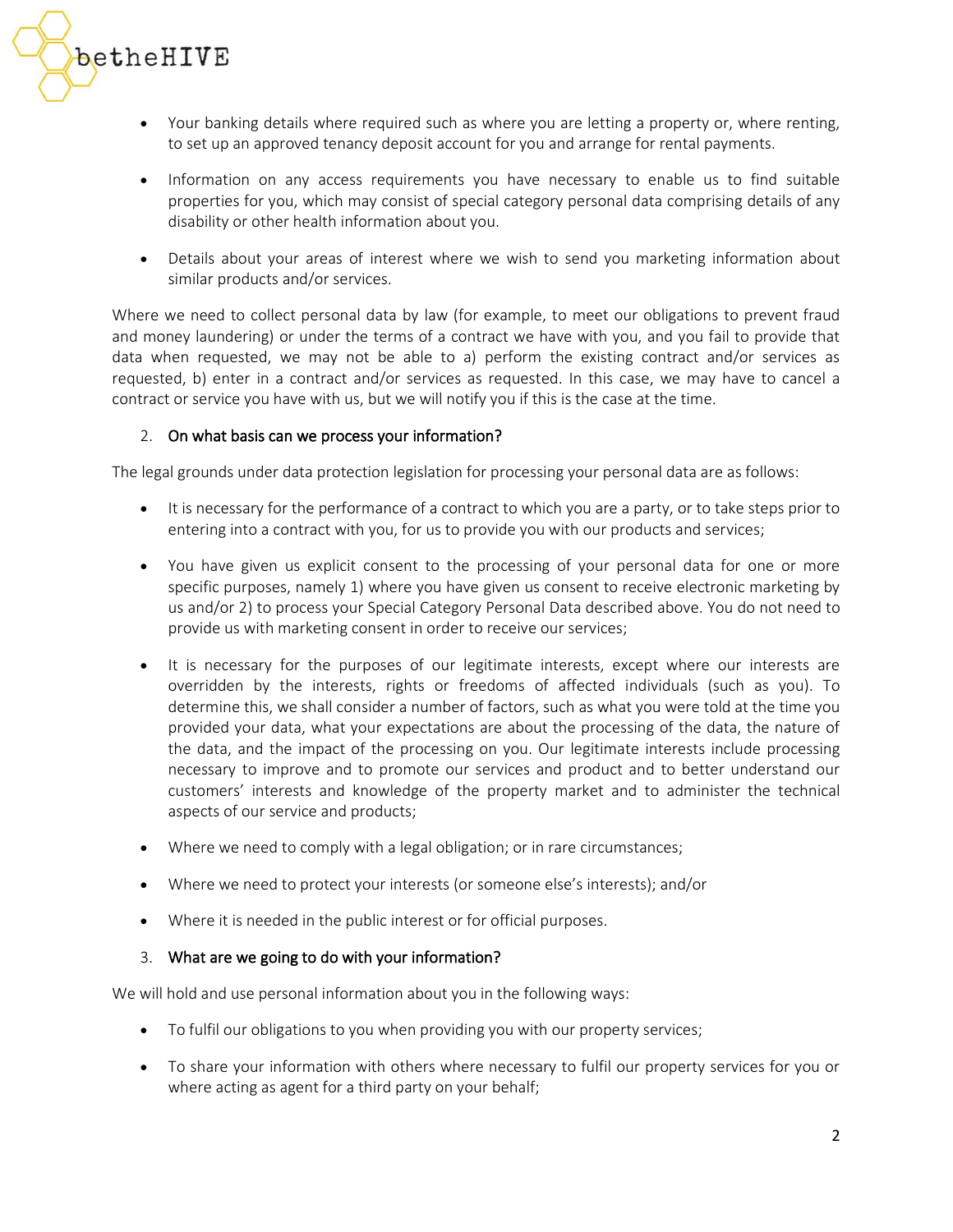- Your banking details where required such as where you are letting a property or, where renting, to set up an approved tenancy deposit account for you and arrange for rental payments.
- Information on any access requirements you have necessary to enable us to find suitable properties for you, which may consist of special category personal data comprising details of any disability or other health information about you.
- Details about your areas of interest where we wish to send you marketing information about similar products and/or services.

Where we need to collect personal data by law (for example, to meet our obligations to prevent fraud and money laundering) or under the terms of a contract we have with you, and you fail to provide that data when requested, we may not be able to a) perform the existing contract and/or services as requested, b) enter in a contract and/or services as requested. In this case, we may have to cancel a contract or service you have with us, but we will notify you if this is the case at the time.

2. **On what basis can we process your information?**

The legal grounds under data protection legislation for processing your personal data are as follows:

- It is necessary for the performance of a contract to which you are a party, or to take steps prior to entering into a contract with you, for us to provide you with our products and services;
- You have given us explicit consent to the processing of your personal data for one or more specific purposes, namely 1) where you have given us consent to receive electronic marketing by us and/or 2) to process your Special Category Personal Data described above. You do not need to provide us with marketing consent in order to receive our services;
- It is necessary for the purposes of our legitimate interests, except where our interests are overridden by the interests, rights or freedoms of affected individuals (such as you). To determine this, we shall consider a number of factors, such as what you were told at the time you provided your data, what your expectations are about the processing of the data, the nature of the data, and the impact of the processing on you. Our legitimate interests include processing necessary to improve and to promote our services and product and to better understand our customers' interests and knowledge of the property market and to administer the technical aspects of our service and products;
- Where we need to comply with a legal obligation; or in rare circumstances;
- Where we need to protect your interests (or someone else's interests); and/or
- Where it is needed in the public interest or for official purposes.

3. **What are we going to do with your information?**

We will hold and use personal information about you in the following ways:

- To fulfil our obligations to you when providing you with our property services;
- To share your information with others where necessary to fulfil our property services for you or where acting as agent for a third party on your behalf;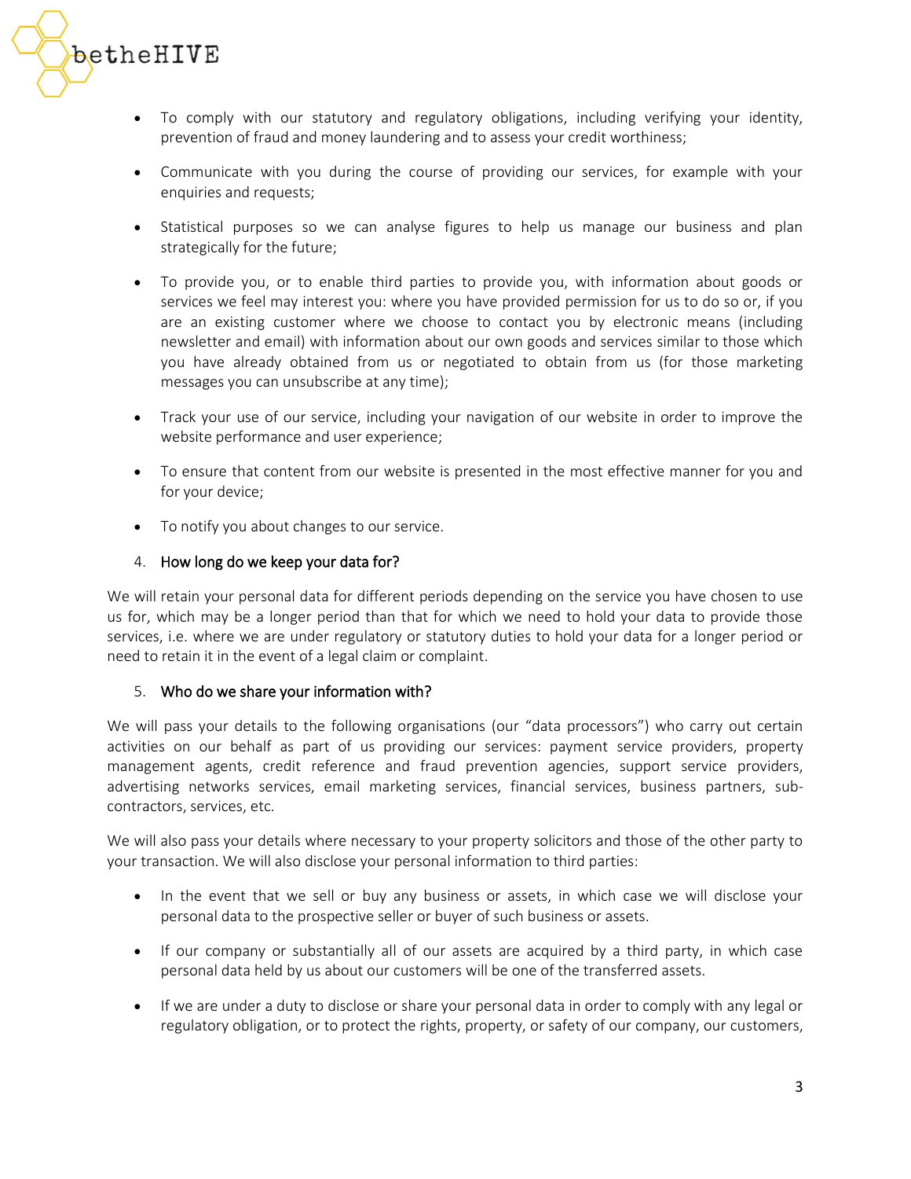- To comply with our statutory and regulatory obligations, including verifying your identity, prevention of fraud and money laundering and to assess your credit worthiness;

- Communicate with you during the course of providing our services, for example with your enquiries and requests;

- Statistical purposes so we can analyse figures to help us manage our business and plan strategically for the future;

- To provide you, or to enable third parties to provide you, with information about goods or services we feel may interest you: where you have provided permission for us to do so or, if you are an existing customer where we choose to contact you by electronic means (including newsletter and email) with information about our own goods and services similar to those which you have already obtained from us or negotiated to obtain from us (for those marketing messages you can unsubscribe at any time);

- Track your use of our service, including your navigation of our website in order to improve the website performance and user experience;

- To ensure that content from our website is presented in the most effective manner for you and for your device;

- To notify you about changes to our service.

4. How long do we keep your data for?

We will retain your personal data for different periods depending on the service you have chosen to use us for, which may be a longer period than that for which we need to hold your data to provide those services, i.e. where we are under regulatory or statutory duties to hold your data for a longer period or need to retain it in the event of a legal claim or complaint.

5. Who do we share your information with?

We will pass your details to the following organisations (our "data processors") who carry out certain activities on our behalf as part of us providing our services: payment service providers, property management agents, credit reference and fraud prevention agencies, support service providers, advertising networks services, email marketing services, financial services, business partners, sub-contractors, services, etc.

We will also pass your details where necessary to your property solicitors and those of the other party to your transaction. We will also disclose your personal information to third parties:

- In the event that we sell or buy any business or assets, in which case we will disclose your personal data to the prospective seller or buyer of such business or assets.

- If our company or substantially all of our assets are acquired by a third party, in which case personal data held by us about our customers will be one of the transferred assets.

- If we are under a duty to disclose or share your personal data in order to comply with any legal or regulatory obligation, or to protect the rights, property, or safety of our company, our customers,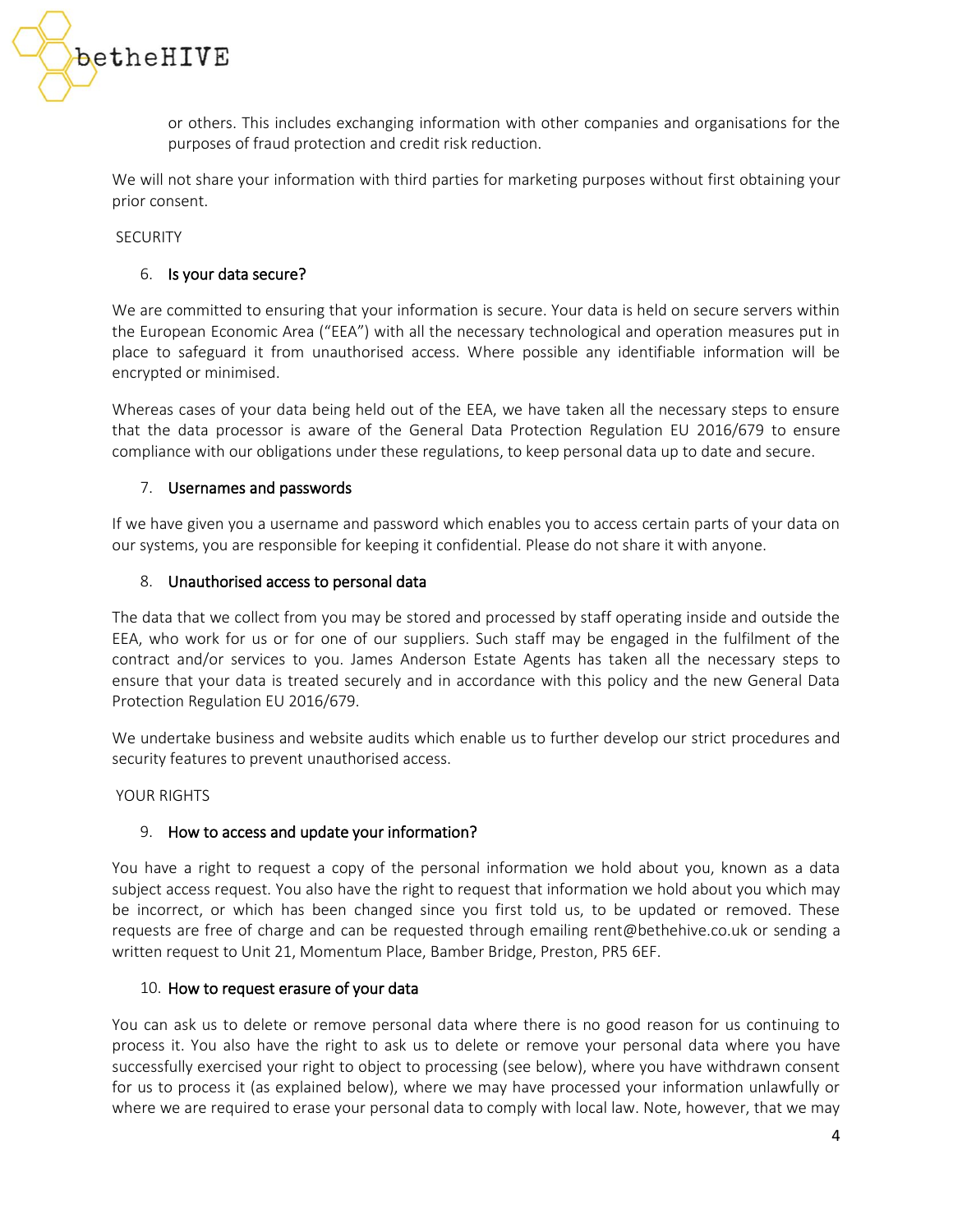or others. This includes exchanging information with other companies and organisations for the purposes of fraud protection and credit risk reduction.

We will not share your information with third parties for marketing purposes without first obtaining your prior consent.

SECURITY

## 6. Is your data secure?

We are committed to ensuring that your information is secure. Your data is held on secure servers within the European Economic Area ("EEA") with all the necessary technological and operation measures put in place to safeguard it from unauthorised access. Where possible any identifiable information will be encrypted or minimised.

Whereas cases of your data being held out of the EEA, we have taken all the necessary steps to ensure that the data processor is aware of the General Data Protection Regulation EU 2016/679 to ensure compliance with our obligations under these regulations, to keep personal data up to date and secure.

## 7. Usernames and passwords

If we have given you a username and password which enables you to access certain parts of your data on our systems, you are responsible for keeping it confidential. Please do not share it with anyone.

## 8. Unauthorised access to personal data

The data that we collect from you may be stored and processed by staff operating inside and outside the EEA, who work for us or for one of our suppliers. Such staff may be engaged in the fulfilment of the contract and/or services to you. James Anderson Estate Agents has taken all the necessary steps to ensure that your data is treated securely and in accordance with this policy and the new General Data Protection Regulation EU 2016/679.

We undertake business and website audits which enable us to further develop our strict procedures and security features to prevent unauthorised access.

YOUR RIGHTS

## 9. How to access and update your information?

You have a right to request a copy of the personal information we hold about you, known as a data subject access request. You also have the right to request that information we hold about you which may be incorrect, or which has been changed since you first told us, to be updated or removed. These requests are free of charge and can be requested through emailing rent@bethehive.co.uk or sending a written request to Unit 21, Momentum Place, Bamber Bridge, Preston, PR5 6EF.

## 10. How to request erasure of your data

You can ask us to delete or remove personal data where there is no good reason for us continuing to process it. You also have the right to ask us to delete or remove your personal data where you have successfully exercised your right to object to processing (see below), where you have withdrawn consent for us to process it (as explained below), where we may have processed your information unlawfully or where we are required to erase your personal data to comply with local law. Note, however, that we may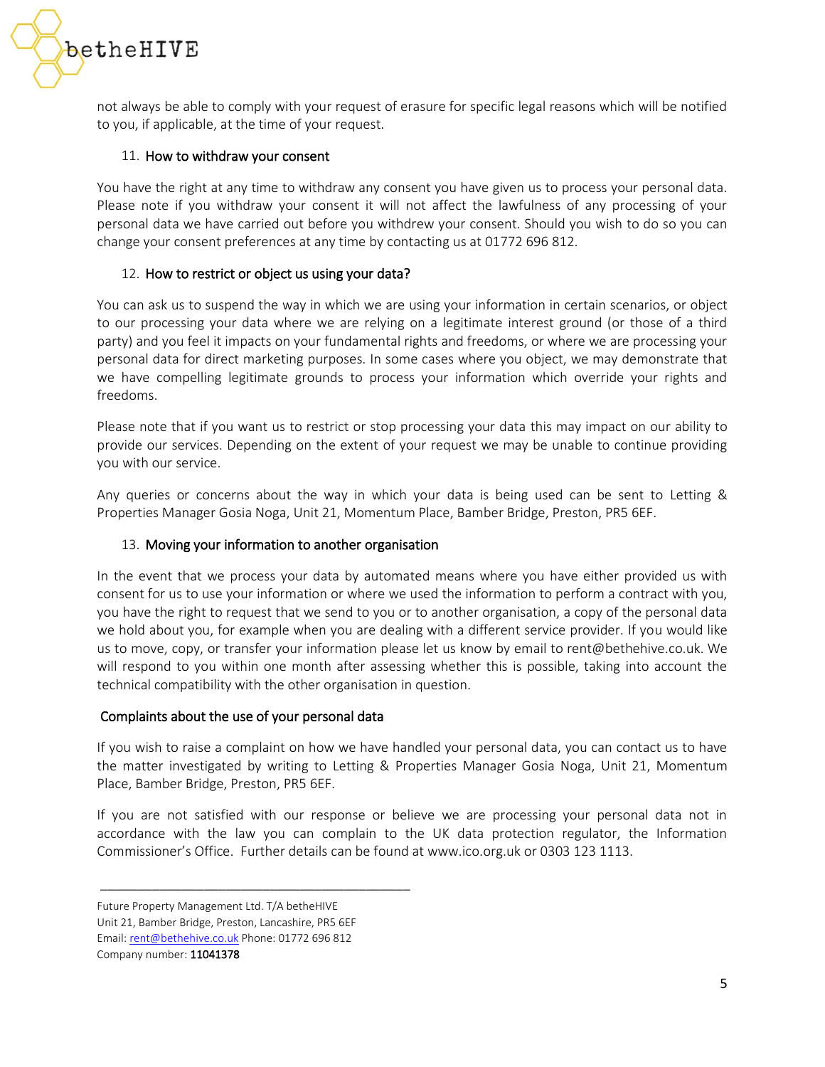not always be able to comply with your request of erasure for specific legal reasons which will be notified to you, if applicable, at the time of your request.

## 11. How to withdraw your consent

You have the right at any time to withdraw any consent you have given us to process your personal data. Please note if you withdraw your consent it will not affect the lawfulness of any processing of your personal data we have carried out before you withdrew your consent. Should you wish to do so you can change your consent preferences at any time by contacting us at 01772 696 812.

## 12. How to restrict or object us using your data?

You can ask us to suspend the way in which we are using your information in certain scenarios, or object to our processing your data where we are relying on a legitimate interest ground (or those of a third party) and you feel it impacts on your fundamental rights and freedoms, or where we are processing your personal data for direct marketing purposes. In some cases where you object, we may demonstrate that we have compelling legitimate grounds to process your information which override your rights and freedoms.

Please note that if you want us to restrict or stop processing your data this may impact on our ability to provide our services. Depending on the extent of your request we may be unable to continue providing you with our service.

Any queries or concerns about the way in which your data is being used can be sent to Letting & Properties Manager Gosia Noga, Unit 21, Momentum Place, Bamber Bridge, Preston, PR5 6EF.

## 13. Moving your information to another organisation

In the event that we process your data by automated means where you have either provided us with consent for us to use your information or where we used the information to perform a contract with you, you have the right to request that we send to you or to another organisation, a copy of the personal data we hold about you, for example when you are dealing with a different service provider. If you would like us to move, copy, or transfer your information please let us know by email to rent@bethehive.co.uk. We will respond to you within one month after assessing whether this is possible, taking into account the technical compatibility with the other organisation in question.

## Complaints about the use of your personal data

If you wish to raise a complaint on how we have handled your personal data, you can contact us to have the matter investigated by writing to Letting & Properties Manager Gosia Noga, Unit 21, Momentum Place, Bamber Bridge, Preston, PR5 6EF.

If you are not satisfied with our response or believe we are processing your personal data not in accordance with the law you can complain to the UK data protection regulator, the Information Commissioner's Office. Further details can be found at www.ico.org.uk or 0303 123 1113.

Future Property Management Ltd. T/A betheHIVE
Unit 21, Bamber Bridge, Preston, Lancashire, PR5 6EF
Email: rent@bethehive.co.uk Phone: 01772 696 812
Company number: **11041378**